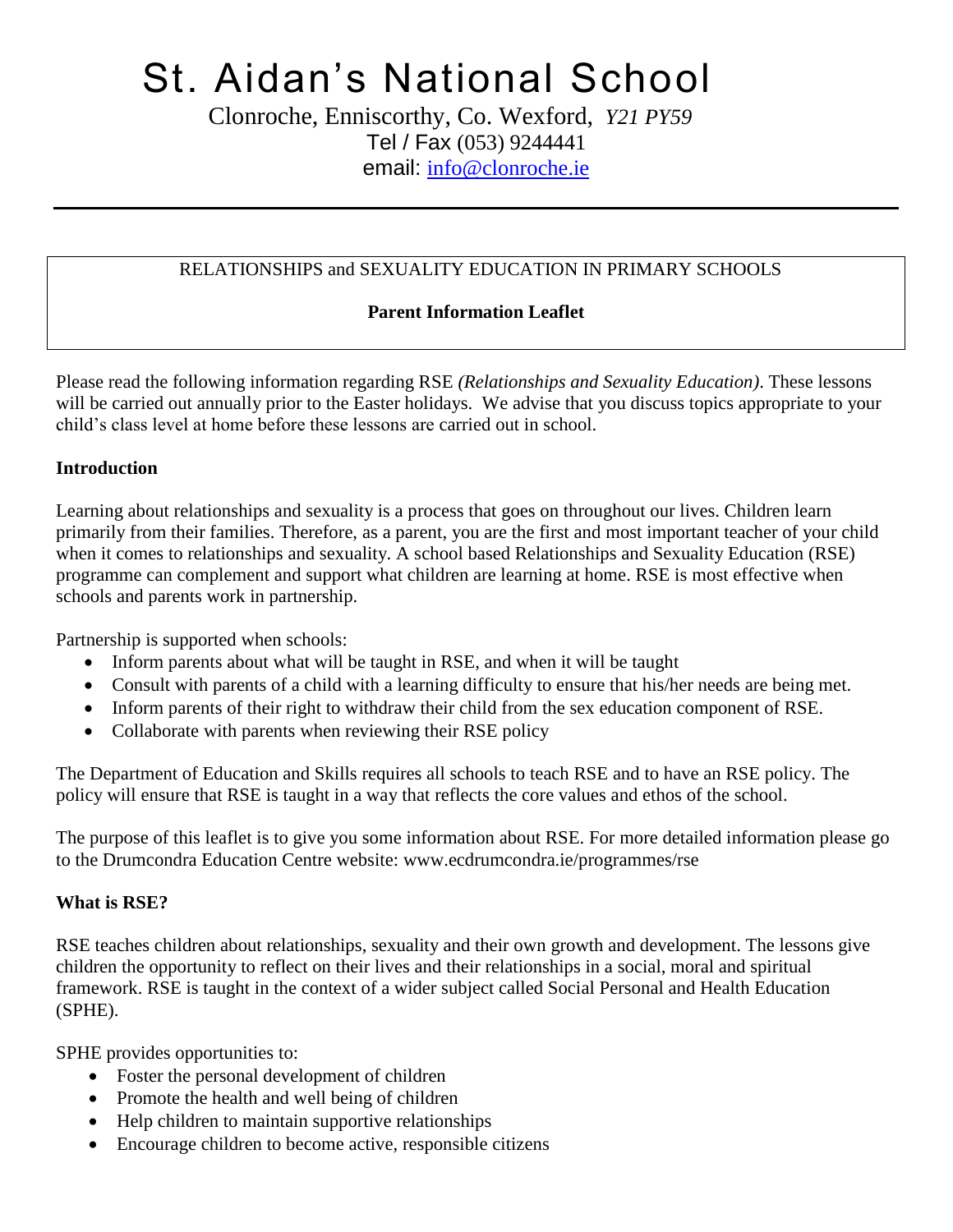# St. Aidan's National School

Clonroche, Enniscorthy, Co. Wexford, *Y21 PY59*
Tel / Fax (053) 9244441
email: info@clonroche.ie

---

RELATIONSHIPS and SEXUALITY EDUCATION IN PRIMARY SCHOOLS

**Parent Information Leaflet**

Please read the following information regarding RSE *(Relationships and Sexuality Education)*. These lessons will be carried out annually prior to the Easter holidays. We advise that you discuss topics appropriate to your child's class level at home before these lessons are carried out in school.

**Introduction**

Learning about relationships and sexuality is a process that goes on throughout our lives. Children learn primarily from their families. Therefore, as a parent, you are the first and most important teacher of your child when it comes to relationships and sexuality. A school based Relationships and Sexuality Education (RSE) programme can complement and support what children are learning at home. RSE is most effective when schools and parents work in partnership.

Partnership is supported when schools:

- Inform parents about what will be taught in RSE, and when it will be taught
- Consult with parents of a child with a learning difficulty to ensure that his/her needs are being met.
- Inform parents of their right to withdraw their child from the sex education component of RSE.
- Collaborate with parents when reviewing their RSE policy

The Department of Education and Skills requires all schools to teach RSE and to have an RSE policy. The policy will ensure that RSE is taught in a way that reflects the core values and ethos of the school.

The purpose of this leaflet is to give you some information about RSE. For more detailed information please go to the Drumcondra Education Centre website: www.ecdrumcondra.ie/programmes/rse

**What is RSE?**

RSE teaches children about relationships, sexuality and their own growth and development. The lessons give children the opportunity to reflect on their lives and their relationships in a social, moral and spiritual framework. RSE is taught in the context of a wider subject called Social Personal and Health Education (SPHE).

SPHE provides opportunities to:

- Foster the personal development of children
- Promote the health and well being of children
- Help children to maintain supportive relationships
- Encourage children to become active, responsible citizens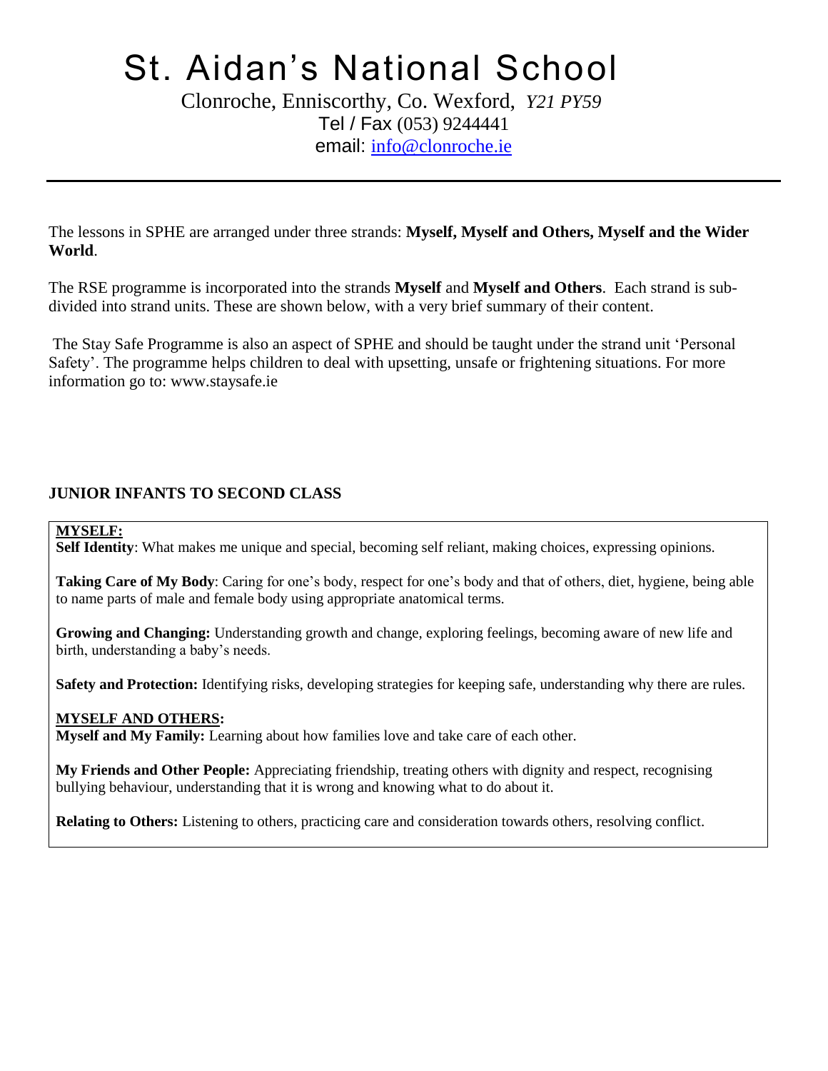# St. Aidan's National School

Clonroche, Enniscorthy, Co. Wexford, *Y21 PY59*
Tel / Fax (053) 9244441
email: info@clonroche.ie

---

The lessons in SPHE are arranged under three strands: **Myself, Myself and Others, Myself and the Wider World**.

The RSE programme is incorporated into the strands **Myself** and **Myself and Others**. Each strand is sub-divided into strand units. These are shown below, with a very brief summary of their content.

The Stay Safe Programme is also an aspect of SPHE and should be taught under the strand unit 'Personal Safety'. The programme helps children to deal with upsetting, unsafe or frightening situations. For more information go to: www.staysafe.ie

## JUNIOR INFANTS TO SECOND CLASS

**MYSELF:**

**Self Identity**: What makes me unique and special, becoming self reliant, making choices, expressing opinions.

**Taking Care of My Body**: Caring for one's body, respect for one's body and that of others, diet, hygiene, being able to name parts of male and female body using appropriate anatomical terms.

**Growing and Changing:** Understanding growth and change, exploring feelings, becoming aware of new life and birth, understanding a baby's needs.

**Safety and Protection:** Identifying risks, developing strategies for keeping safe, understanding why there are rules.

**MYSELF AND OTHERS:**

**Myself and My Family:** Learning about how families love and take care of each other.

**My Friends and Other People:** Appreciating friendship, treating others with dignity and respect, recognising bullying behaviour, understanding that it is wrong and knowing what to do about it.

**Relating to Others:** Listening to others, practicing care and consideration towards others, resolving conflict.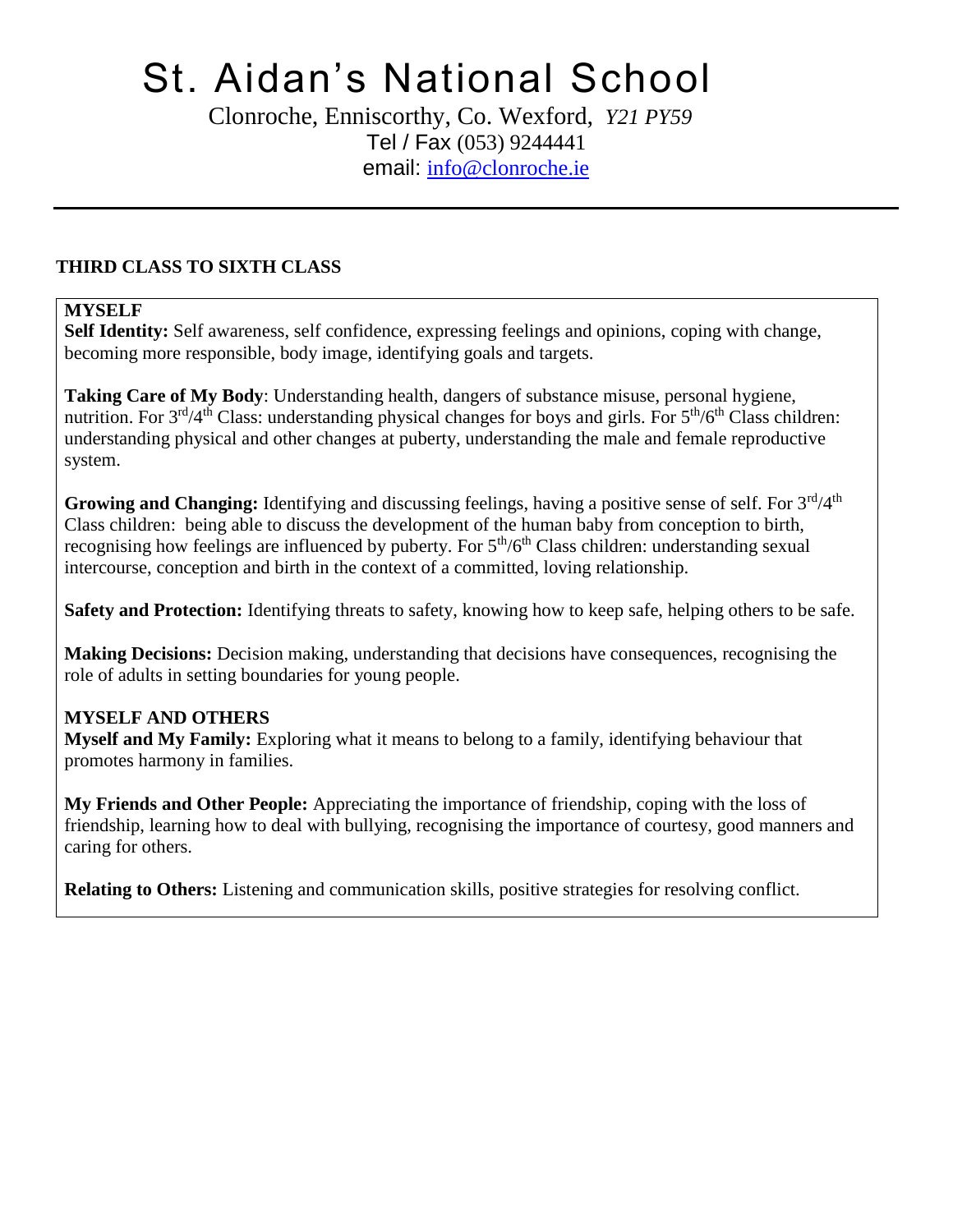# St. Aidan's National School

Clonroche, Enniscorthy, Co. Wexford, *Y21 PY59*
Tel / Fax (053) 9244441
email: info@clonroche.ie

---

**THIRD CLASS TO SIXTH CLASS**

**MYSELF**

**Self Identity:** Self awareness, self confidence, expressing feelings and opinions, coping with change, becoming more responsible, body image, identifying goals and targets.

**Taking Care of My Body**: Understanding health, dangers of substance misuse, personal hygiene, nutrition. For 3rd/4th Class: understanding physical changes for boys and girls. For 5th/6th Class children: understanding physical and other changes at puberty, understanding the male and female reproductive system.

**Growing and Changing:** Identifying and discussing feelings, having a positive sense of self. For 3rd/4th Class children: being able to discuss the development of the human baby from conception to birth, recognising how feelings are influenced by puberty. For 5th/6th Class children: understanding sexual intercourse, conception and birth in the context of a committed, loving relationship.

**Safety and Protection:** Identifying threats to safety, knowing how to keep safe, helping others to be safe.

**Making Decisions:** Decision making, understanding that decisions have consequences, recognising the role of adults in setting boundaries for young people.

**MYSELF AND OTHERS**

**Myself and My Family:** Exploring what it means to belong to a family, identifying behaviour that promotes harmony in families.

**My Friends and Other People:** Appreciating the importance of friendship, coping with the loss of friendship, learning how to deal with bullying, recognising the importance of courtesy, good manners and caring for others.

**Relating to Others:** Listening and communication skills, positive strategies for resolving conflict.